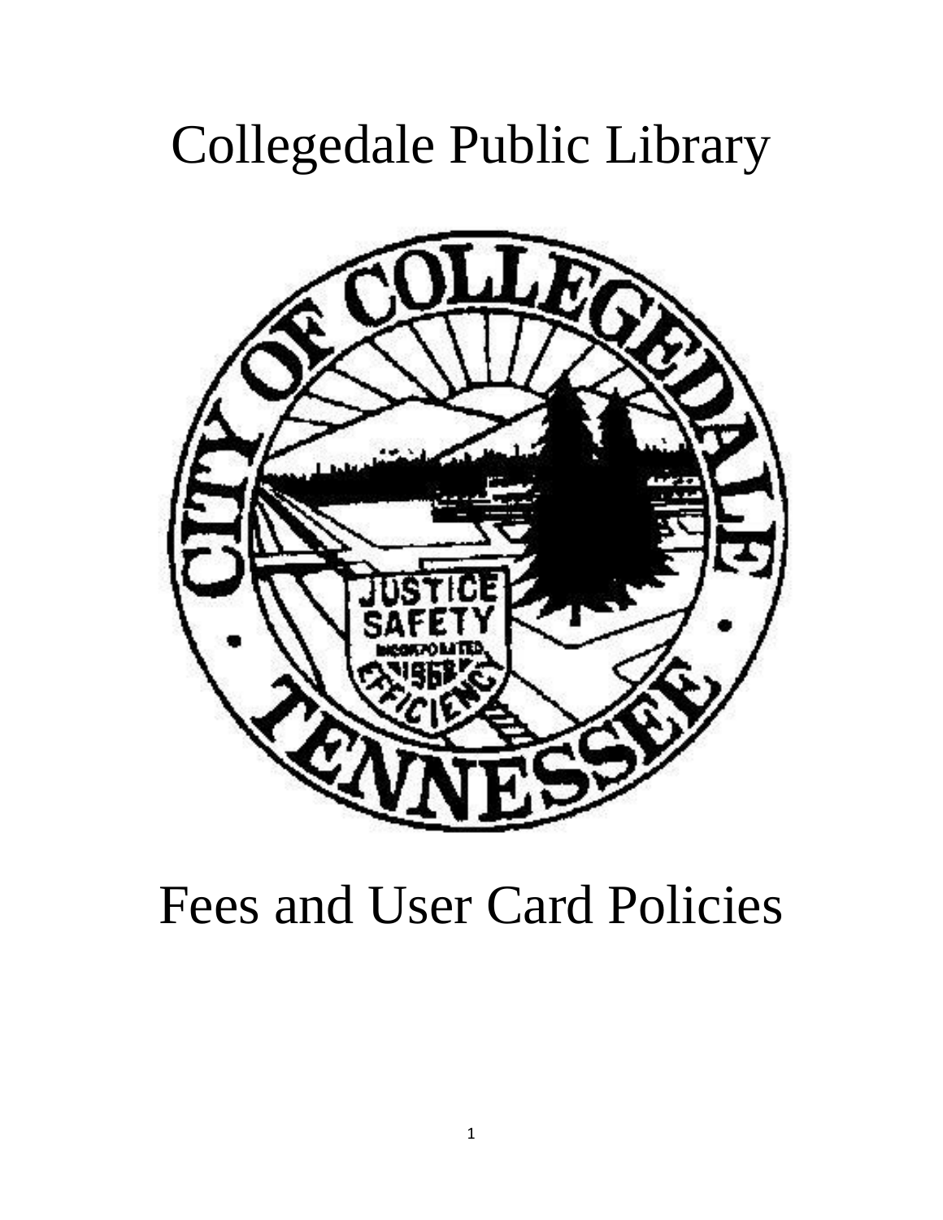# Collegedale Public Library

# Fees and User Card Policies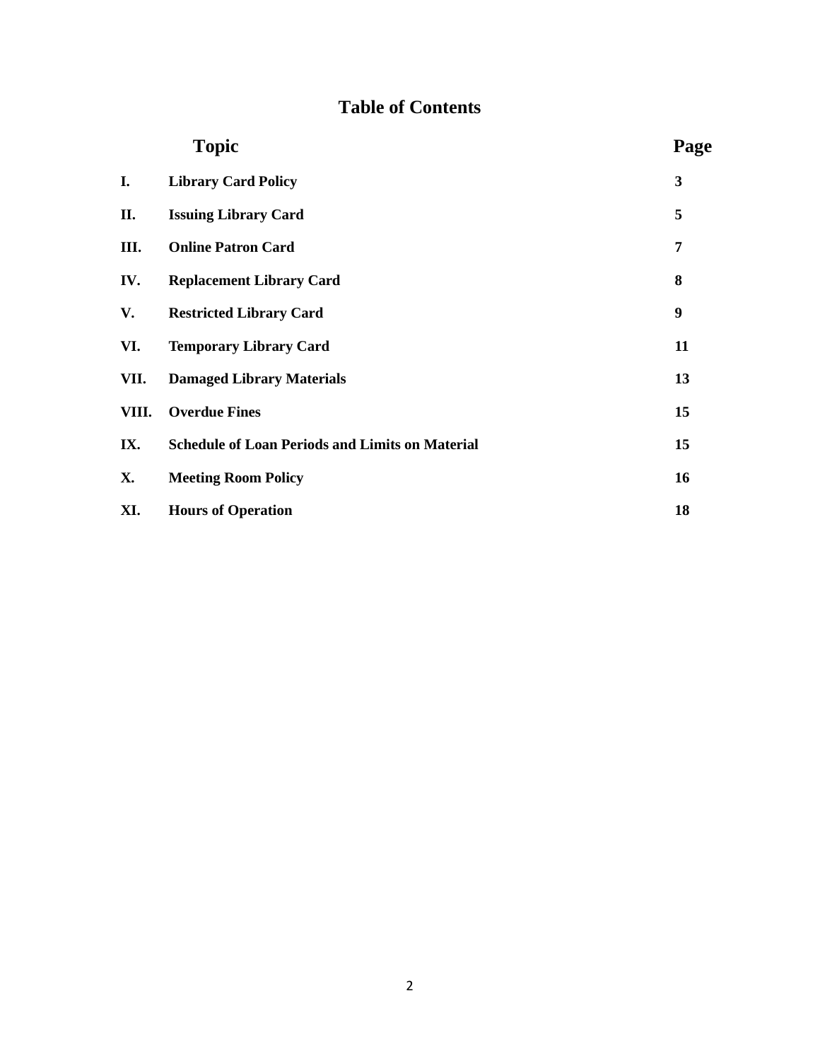# Table of Contents

| | Topic | Page |
|---|---|---|
| I. | Library Card Policy | 3 |
| II. | Issuing Library Card | 5 |
| III. | Online Patron Card | 7 |
| IV. | Replacement Library Card | 8 |
| V. | Restricted Library Card | 9 |
| VI. | Temporary Library Card | 11 |
| VII. | Damaged Library Materials | 13 |
| VIII. | Overdue Fines | 15 |
| IX. | Schedule of Loan Periods and Limits on Material | 15 |
| X. | Meeting Room Policy | 16 |
| XI. | Hours of Operation | 18 |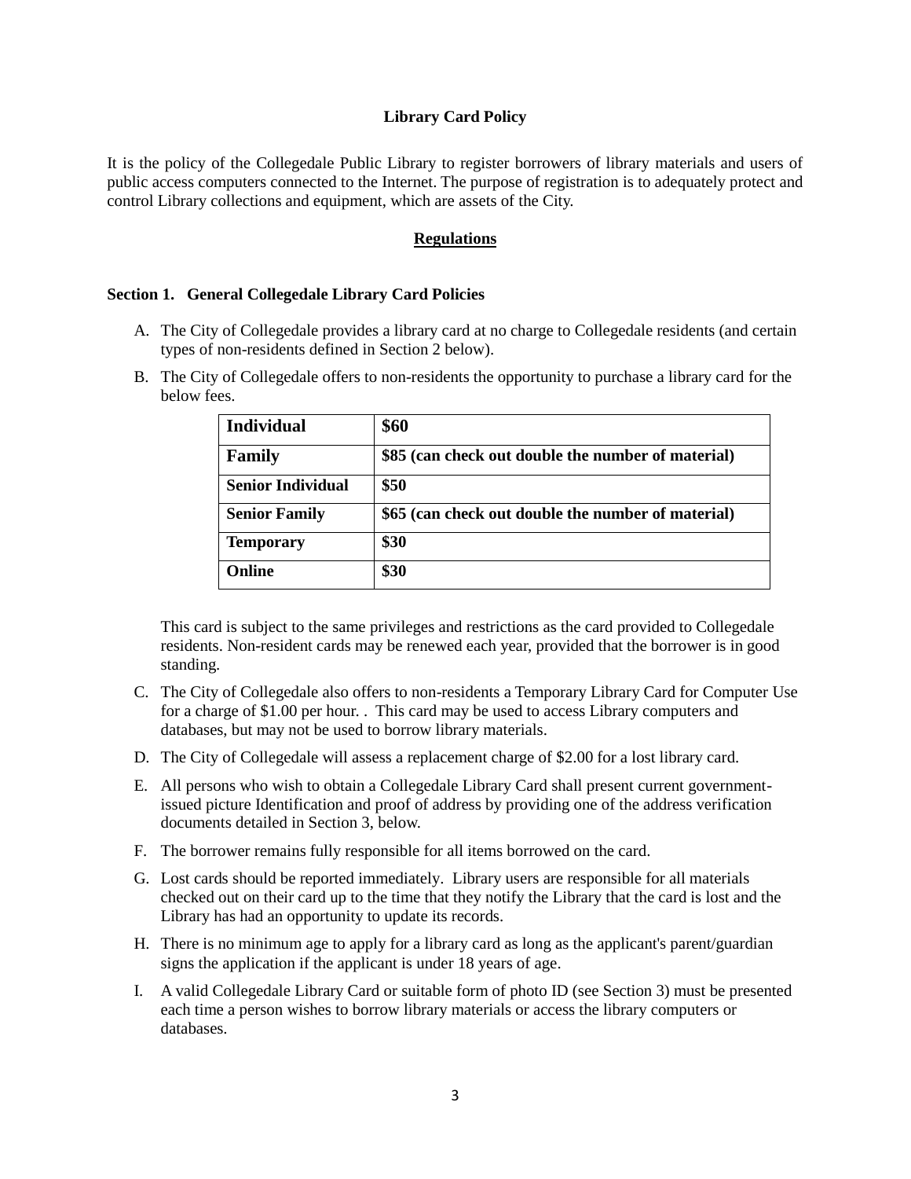**Library Card Policy**

It is the policy of the Collegedale Public Library to register borrowers of library materials and users of public access computers connected to the Internet. The purpose of registration is to adequately protect and control Library collections and equipment, which are assets of the City.

**Regulations**

**Section 1. General Collegedale Library Card Policies**

A. The City of Collegedale provides a library card at no charge to Collegedale residents (and certain types of non-residents defined in Section 2 below).

B. The City of Collegedale offers to non-residents the opportunity to purchase a library card for the below fees.

| | |
|---|---|
| **Individual** | **$60** |
| **Family** | **$85 (can check out double the number of material)** |
| **Senior Individual** | **$50** |
| **Senior Family** | **$65 (can check out double the number of material)** |
| **Temporary** | **$30** |
| **Online** | **$30** |

This card is subject to the same privileges and restrictions as the card provided to Collegedale residents. Non-resident cards may be renewed each year, provided that the borrower is in good standing.

C. The City of Collegedale also offers to non-residents a Temporary Library Card for Computer Use for a charge of $1.00 per hour. . This card may be used to access Library computers and databases, but may not be used to borrow library materials.

D. The City of Collegedale will assess a replacement charge of $2.00 for a lost library card.

E. All persons who wish to obtain a Collegedale Library Card shall present current government-issued picture Identification and proof of address by providing one of the address verification documents detailed in Section 3, below.

F. The borrower remains fully responsible for all items borrowed on the card.

G. Lost cards should be reported immediately. Library users are responsible for all materials checked out on their card up to the time that they notify the Library that the card is lost and the Library has had an opportunity to update its records.

H. There is no minimum age to apply for a library card as long as the applicant's parent/guardian signs the application if the applicant is under 18 years of age.

I. A valid Collegedale Library Card or suitable form of photo ID (see Section 3) must be presented each time a person wishes to borrow library materials or access the library computers or databases.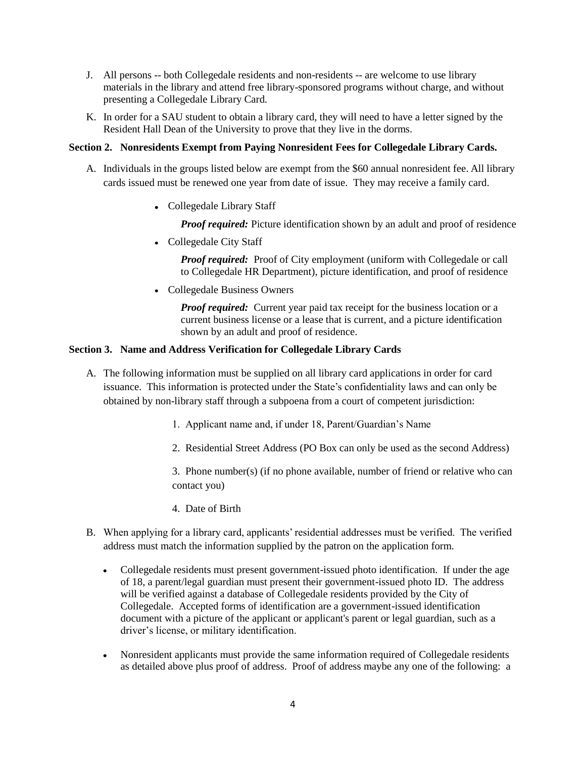J. All persons -- both Collegedale residents and non-residents -- are welcome to use library materials in the library and attend free library-sponsored programs without charge, and without presenting a Collegedale Library Card.

K. In order for a SAU student to obtain a library card, they will need to have a letter signed by the Resident Hall Dean of the University to prove that they live in the dorms.

### Section 2. Nonresidents Exempt from Paying Nonresident Fees for Collegedale Library Cards.

A. Individuals in the groups listed below are exempt from the $60 annual nonresident fee. All library cards issued must be renewed one year from date of issue. They may receive a family card.

- Collegedale Library Staff

  ***Proof required:*** Picture identification shown by an adult and proof of residence

- Collegedale City Staff

  ***Proof required:*** Proof of City employment (uniform with Collegedale or call to Collegedale HR Department), picture identification, and proof of residence

- Collegedale Business Owners

  ***Proof required:*** Current year paid tax receipt for the business location or a current business license or a lease that is current, and a picture identification shown by an adult and proof of residence.

### Section 3. Name and Address Verification for Collegedale Library Cards

A. The following information must be supplied on all library card applications in order for card issuance. This information is protected under the State's confidentiality laws and can only be obtained by non-library staff through a subpoena from a court of competent jurisdiction:

1. Applicant name and, if under 18, Parent/Guardian's Name
2. Residential Street Address (PO Box can only be used as the second Address)
3. Phone number(s) (if no phone available, number of friend or relative who can contact you)
4. Date of Birth

B. When applying for a library card, applicants' residential addresses must be verified. The verified address must match the information supplied by the patron on the application form.

- Collegedale residents must present government-issued photo identification. If under the age of 18, a parent/legal guardian must present their government-issued photo ID. The address will be verified against a database of Collegedale residents provided by the City of Collegedale. Accepted forms of identification are a government-issued identification document with a picture of the applicant or applicant's parent or legal guardian, such as a driver's license, or military identification.

- Nonresident applicants must provide the same information required of Collegedale residents as detailed above plus proof of address. Proof of address maybe any one of the following: a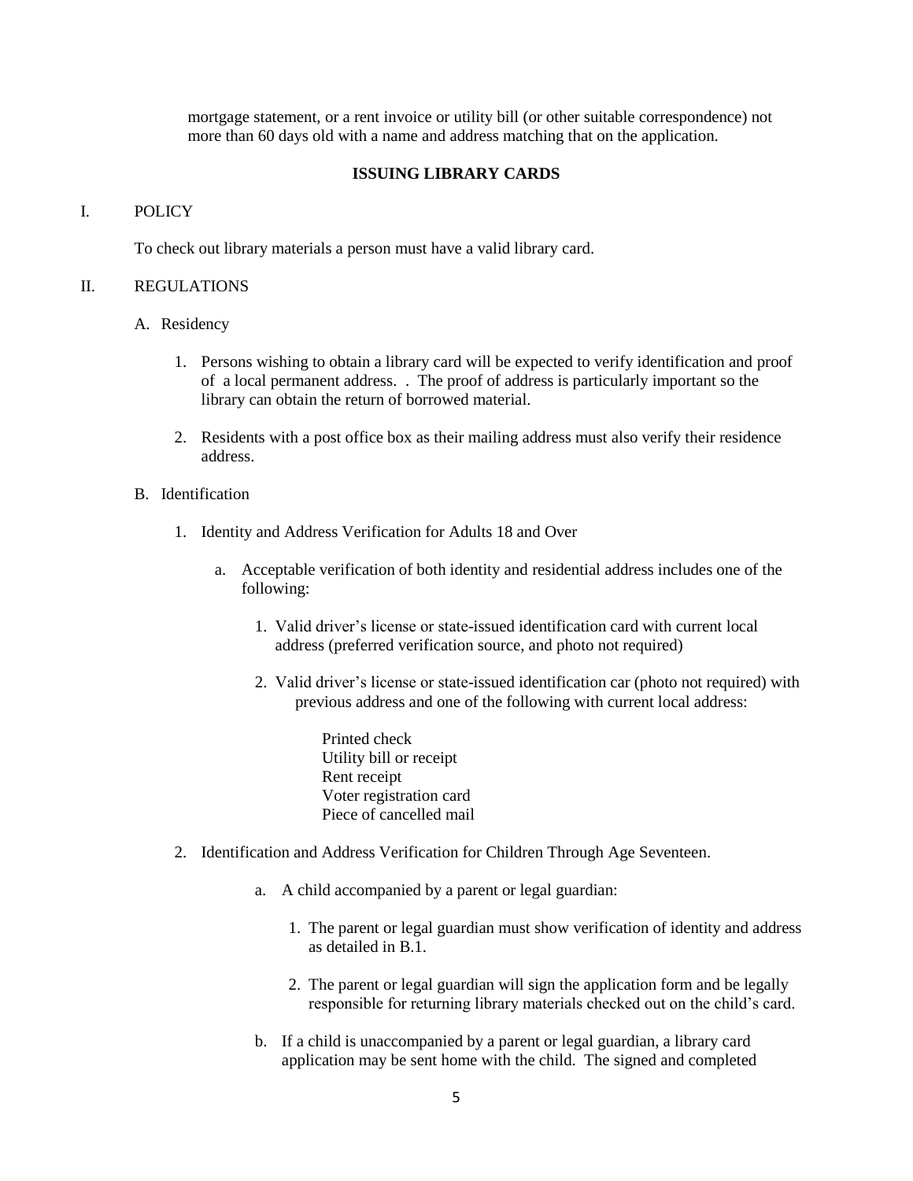mortgage statement, or a rent invoice or utility bill (or other suitable correspondence) not more than 60 days old with a name and address matching that on the application.

## ISSUING LIBRARY CARDS

I. POLICY

To check out library materials a person must have a valid library card.

II. REGULATIONS

A. Residency

1. Persons wishing to obtain a library card will be expected to verify identification and proof of a local permanent address. . The proof of address is particularly important so the library can obtain the return of borrowed material.

2. Residents with a post office box as their mailing address must also verify their residence address.

B. Identification

1. Identity and Address Verification for Adults 18 and Over

   a. Acceptable verification of both identity and residential address includes one of the following:

      1. Valid driver's license or state-issued identification card with current local address (preferred verification source, and photo not required)

      2. Valid driver's license or state-issued identification car (photo not required) with previous address and one of the following with current local address:

         Printed check
         Utility bill or receipt
         Rent receipt
         Voter registration card
         Piece of cancelled mail

2. Identification and Address Verification for Children Through Age Seventeen.

   a. A child accompanied by a parent or legal guardian:

      1. The parent or legal guardian must show verification of identity and address as detailed in B.1.

      2. The parent or legal guardian will sign the application form and be legally responsible for returning library materials checked out on the child's card.

   b. If a child is unaccompanied by a parent or legal guardian, a library card application may be sent home with the child. The signed and completed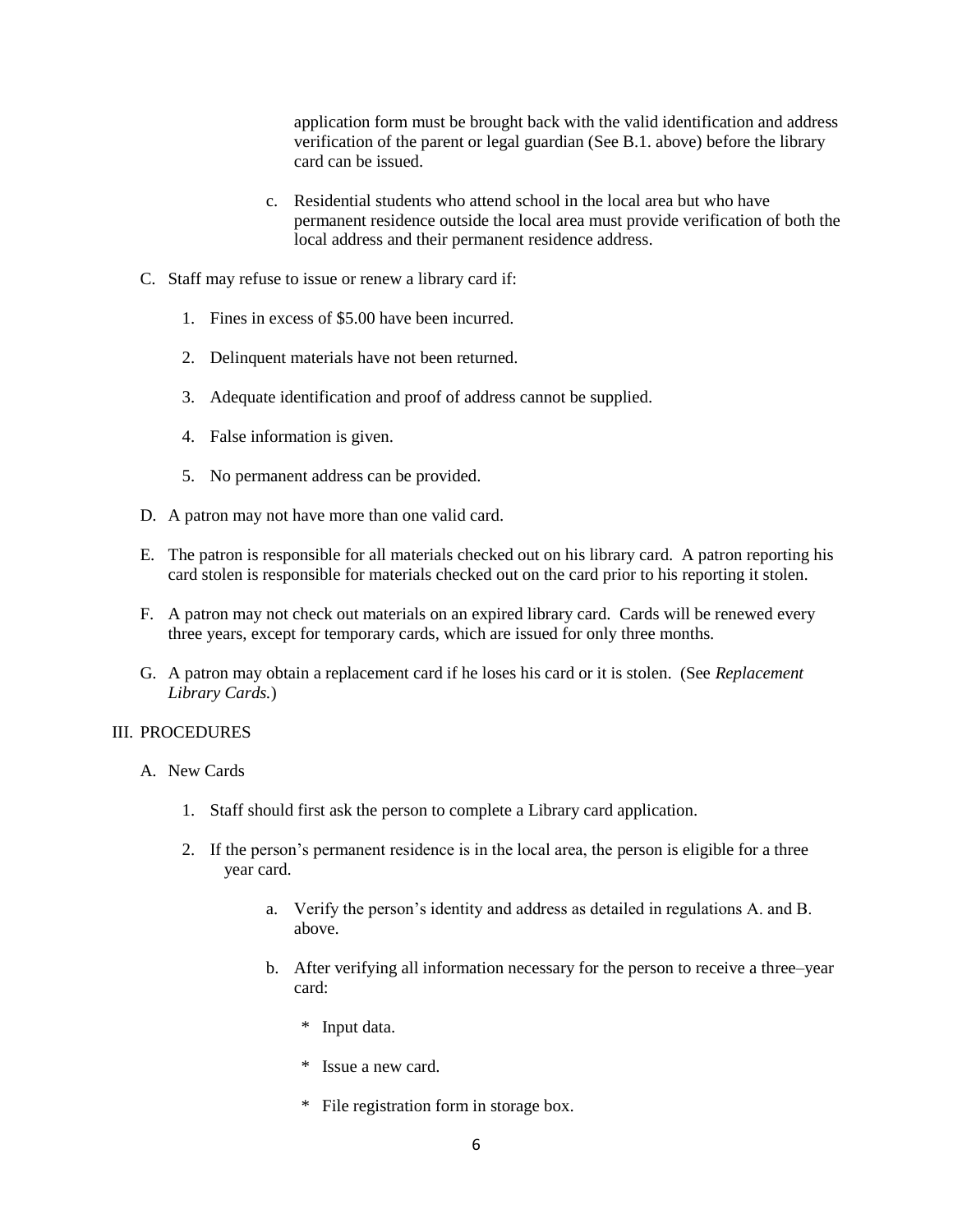application form must be brought back with the valid identification and address verification of the parent or legal guardian (See B.1. above) before the library card can be issued.

c. Residential students who attend school in the local area but who have permanent residence outside the local area must provide verification of both the local address and their permanent residence address.

C. Staff may refuse to issue or renew a library card if:

1. Fines in excess of $5.00 have been incurred.

2. Delinquent materials have not been returned.

3. Adequate identification and proof of address cannot be supplied.

4. False information is given.

5. No permanent address can be provided.

D. A patron may not have more than one valid card.

E. The patron is responsible for all materials checked out on his library card. A patron reporting his card stolen is responsible for materials checked out on the card prior to his reporting it stolen.

F. A patron may not check out materials on an expired library card. Cards will be renewed every three years, except for temporary cards, which are issued for only three months.

G. A patron may obtain a replacement card if he loses his card or it is stolen. (See *Replacement Library Cards.*)

III. PROCEDURES

A. New Cards

1. Staff should first ask the person to complete a Library card application.

2. If the person's permanent residence is in the local area, the person is eligible for a three year card.

a. Verify the person's identity and address as detailed in regulations A. and B. above.

b. After verifying all information necessary for the person to receive a three–year card:

* Input data.

* Issue a new card.

* File registration form in storage box.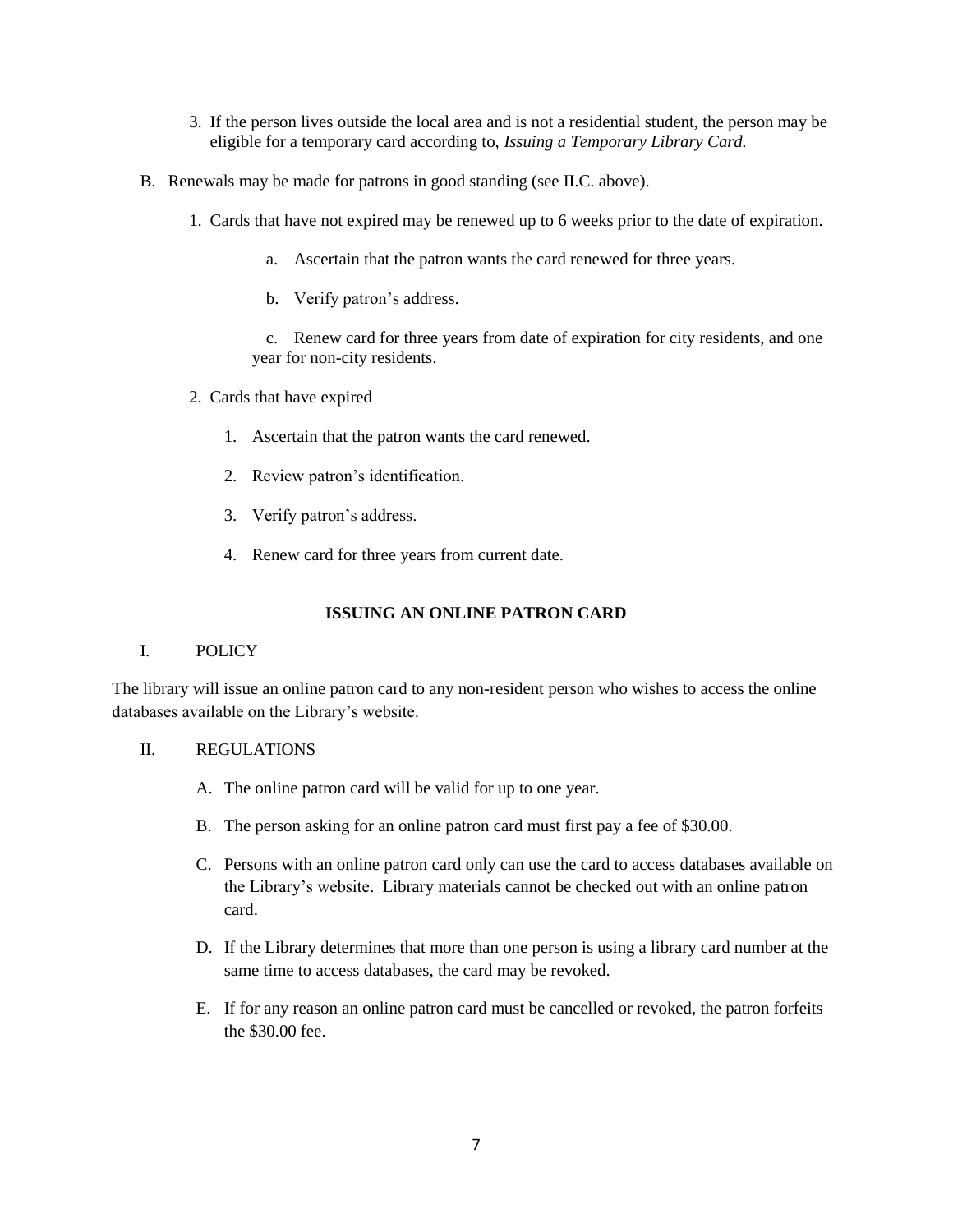3. If the person lives outside the local area and is not a residential student, the person may be eligible for a temporary card according to, *Issuing a Temporary Library Card.*

B. Renewals may be made for patrons in good standing (see II.C. above).

1. Cards that have not expired may be renewed up to 6 weeks prior to the date of expiration.

    a. Ascertain that the patron wants the card renewed for three years.

    b. Verify patron's address.

    c. Renew card for three years from date of expiration for city residents, and one year for non-city residents.

2. Cards that have expired

    1. Ascertain that the patron wants the card renewed.

    2. Review patron's identification.

    3. Verify patron's address.

    4. Renew card for three years from current date.

**ISSUING AN ONLINE PATRON CARD**

I. POLICY

The library will issue an online patron card to any non-resident person who wishes to access the online databases available on the Library's website.

II. REGULATIONS

A. The online patron card will be valid for up to one year.

B. The person asking for an online patron card must first pay a fee of $30.00.

C. Persons with an online patron card only can use the card to access databases available on the Library's website. Library materials cannot be checked out with an online patron card.

D. If the Library determines that more than one person is using a library card number at the same time to access databases, the card may be revoked.

E. If for any reason an online patron card must be cancelled or revoked, the patron forfeits the $30.00 fee.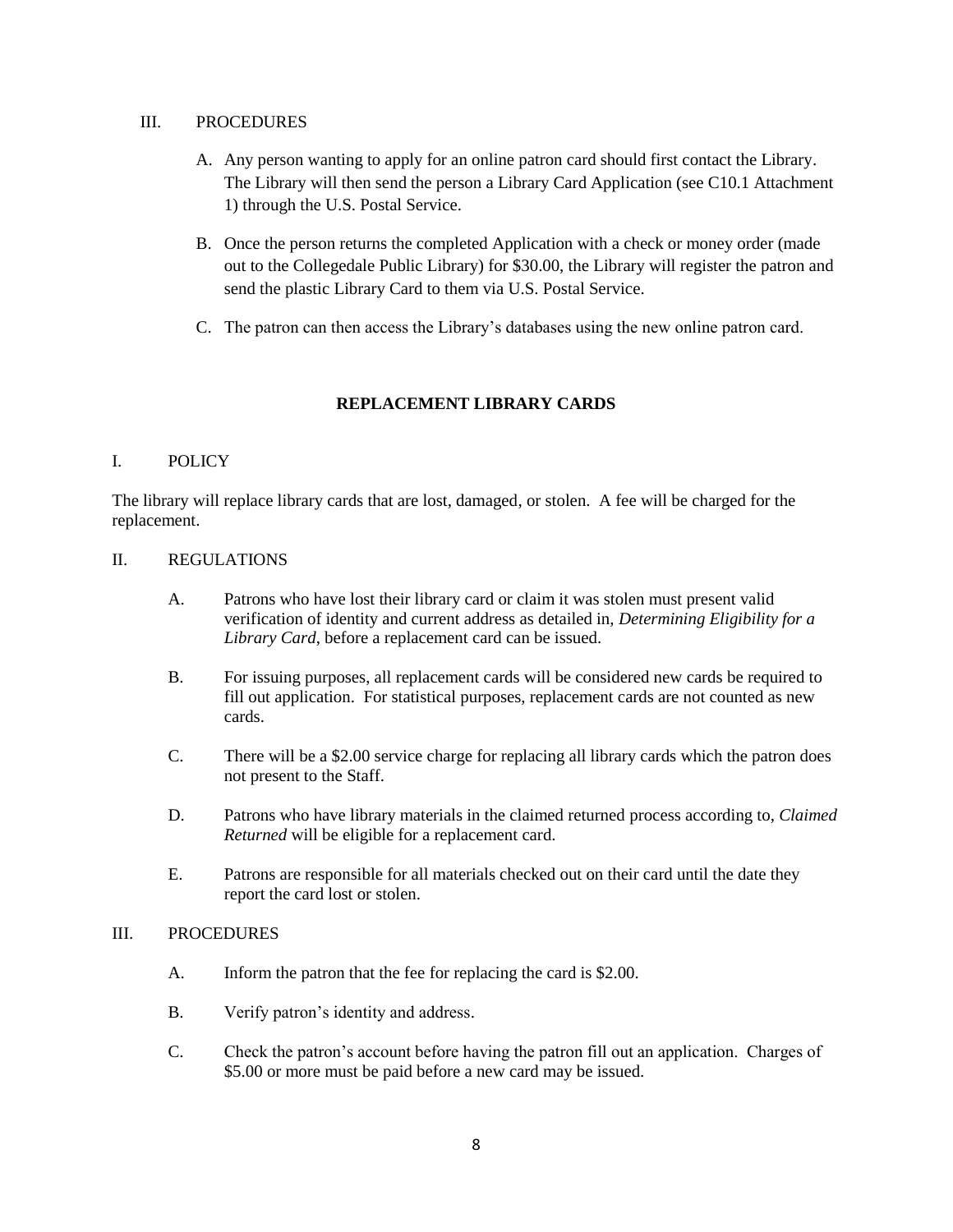III. PROCEDURES

A. Any person wanting to apply for an online patron card should first contact the Library. The Library will then send the person a Library Card Application (see C10.1 Attachment 1) through the U.S. Postal Service.

B. Once the person returns the completed Application with a check or money order (made out to the Collegedale Public Library) for $30.00, the Library will register the patron and send the plastic Library Card to them via U.S. Postal Service.

C. The patron can then access the Library's databases using the new online patron card.

## REPLACEMENT LIBRARY CARDS

I. POLICY

The library will replace library cards that are lost, damaged, or stolen. A fee will be charged for the replacement.

II. REGULATIONS

A. Patrons who have lost their library card or claim it was stolen must present valid verification of identity and current address as detailed in, *Determining Eligibility for a Library Card*, before a replacement card can be issued.

B. For issuing purposes, all replacement cards will be considered new cards be required to fill out application. For statistical purposes, replacement cards are not counted as new cards.

C. There will be a $2.00 service charge for replacing all library cards which the patron does not present to the Staff.

D. Patrons who have library materials in the claimed returned process according to, *Claimed Returned* will be eligible for a replacement card.

E. Patrons are responsible for all materials checked out on their card until the date they report the card lost or stolen.

III. PROCEDURES

A. Inform the patron that the fee for replacing the card is $2.00.

B. Verify patron's identity and address.

C. Check the patron's account before having the patron fill out an application. Charges of $5.00 or more must be paid before a new card may be issued.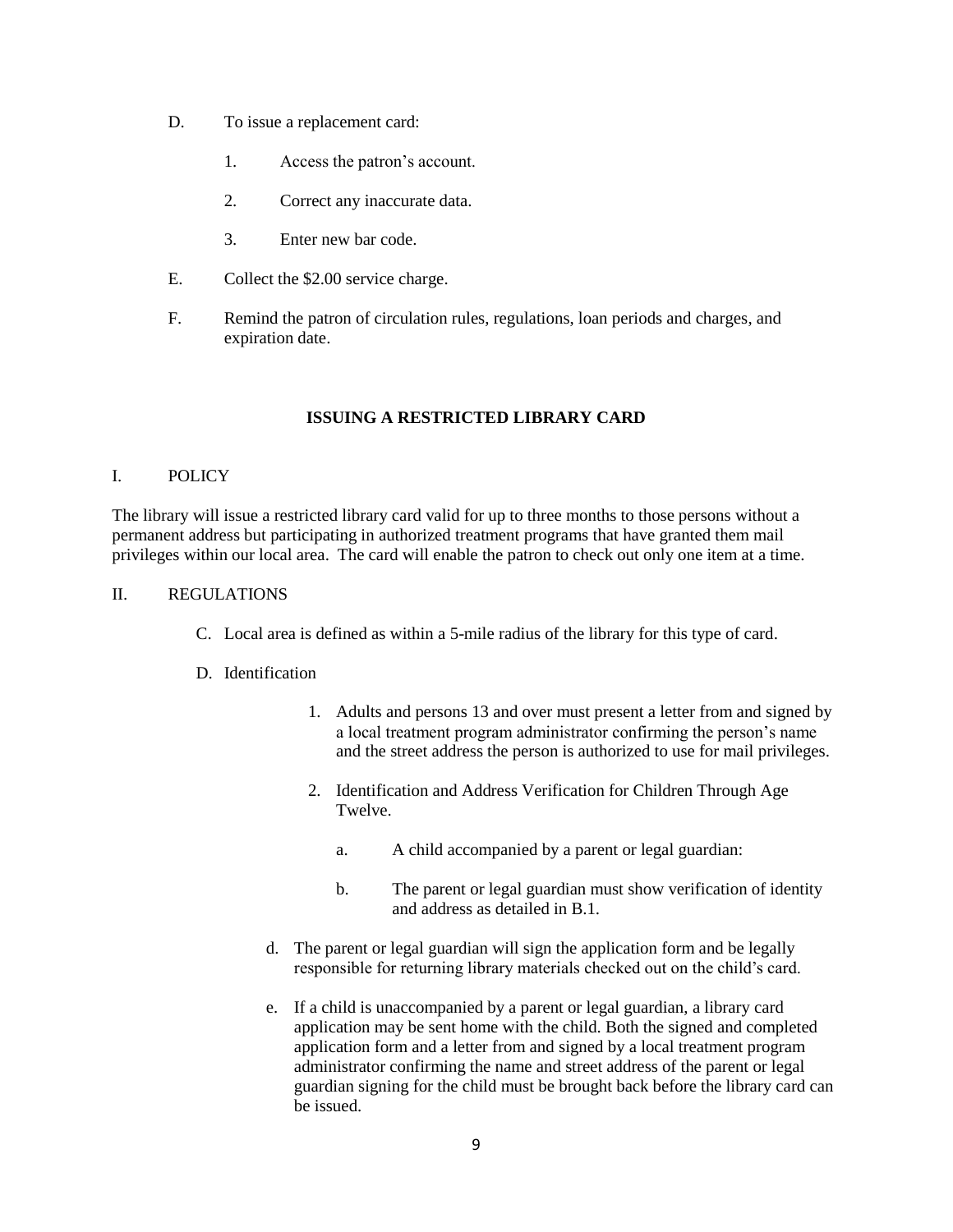D. To issue a replacement card:

   1. Access the patron's account.

   2. Correct any inaccurate data.

   3. Enter new bar code.

E. Collect the $2.00 service charge.

F. Remind the patron of circulation rules, regulations, loan periods and charges, and expiration date.

**ISSUING A RESTRICTED LIBRARY CARD**

I. POLICY

The library will issue a restricted library card valid for up to three months to those persons without a permanent address but participating in authorized treatment programs that have granted them mail privileges within our local area. The card will enable the patron to check out only one item at a time.

II. REGULATIONS

C. Local area is defined as within a 5-mile radius of the library for this type of card.

D. Identification

   1. Adults and persons 13 and over must present a letter from and signed by a local treatment program administrator confirming the person's name and the street address the person is authorized to use for mail privileges.

   2. Identification and Address Verification for Children Through Age Twelve.

      a. A child accompanied by a parent or legal guardian:

      b. The parent or legal guardian must show verification of identity and address as detailed in B.1.

   d. The parent or legal guardian will sign the application form and be legally responsible for returning library materials checked out on the child's card.

   e. If a child is unaccompanied by a parent or legal guardian, a library card application may be sent home with the child. Both the signed and completed application form and a letter from and signed by a local treatment program administrator confirming the name and street address of the parent or legal guardian signing for the child must be brought back before the library card can be issued.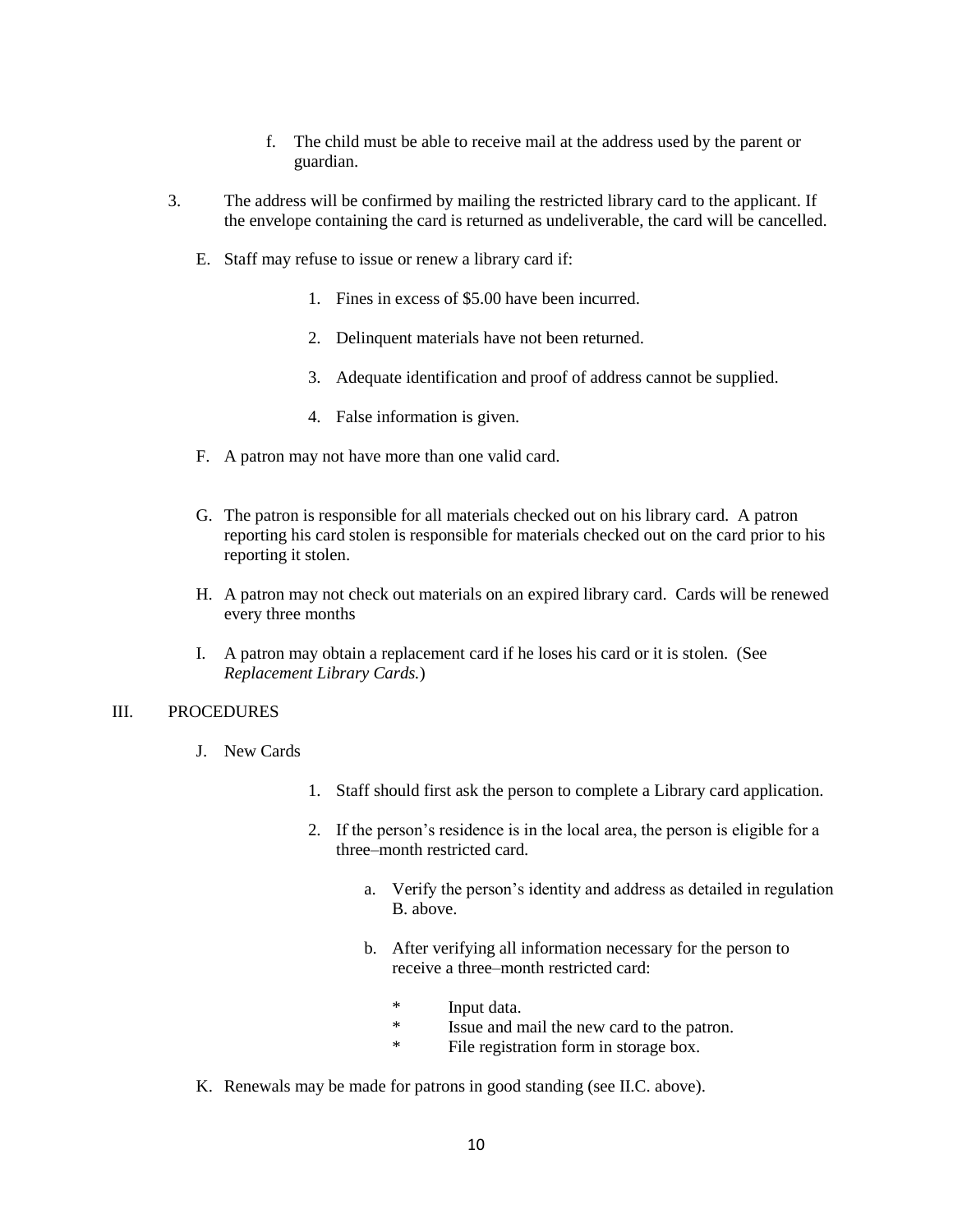f. The child must be able to receive mail at the address used by the parent or guardian.

3. The address will be confirmed by mailing the restricted library card to the applicant. If the envelope containing the card is returned as undeliverable, the card will be cancelled.

E. Staff may refuse to issue or renew a library card if:

1. Fines in excess of $5.00 have been incurred.

2. Delinquent materials have not been returned.

3. Adequate identification and proof of address cannot be supplied.

4. False information is given.

F. A patron may not have more than one valid card.

G. The patron is responsible for all materials checked out on his library card. A patron reporting his card stolen is responsible for materials checked out on the card prior to his reporting it stolen.

H. A patron may not check out materials on an expired library card. Cards will be renewed every three months

I. A patron may obtain a replacement card if he loses his card or it is stolen. (See *Replacement Library Cards.*)

## III. PROCEDURES

J. New Cards

1. Staff should first ask the person to complete a Library card application.

2. If the person's residence is in the local area, the person is eligible for a three–month restricted card.

   a. Verify the person's identity and address as detailed in regulation B. above.

   b. After verifying all information necessary for the person to receive a three–month restricted card:

      * Input data.
      * Issue and mail the new card to the patron.
      * File registration form in storage box.

K. Renewals may be made for patrons in good standing (see II.C. above).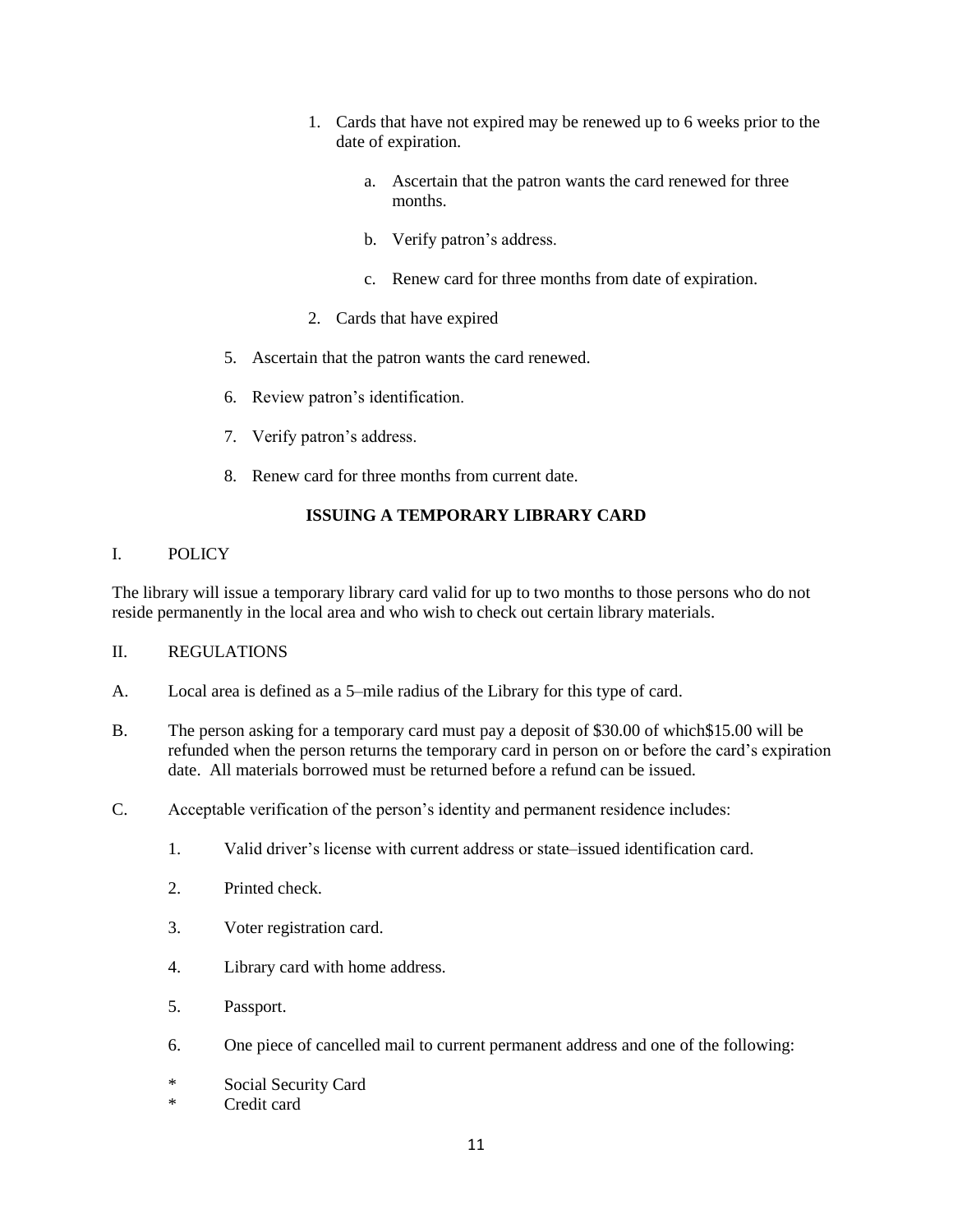1. Cards that have not expired may be renewed up to 6 weeks prior to the date of expiration.

    a. Ascertain that the patron wants the card renewed for three months.

    b. Verify patron's address.

    c. Renew card for three months from date of expiration.

2. Cards that have expired

5. Ascertain that the patron wants the card renewed.

6. Review patron's identification.

7. Verify patron's address.

8. Renew card for three months from current date.

## ISSUING A TEMPORARY LIBRARY CARD

I. POLICY

The library will issue a temporary library card valid for up to two months to those persons who do not reside permanently in the local area and who wish to check out certain library materials.

II. REGULATIONS

A. Local area is defined as a 5–mile radius of the Library for this type of card.

B. The person asking for a temporary card must pay a deposit of $30.00 of which$15.00 will be refunded when the person returns the temporary card in person on or before the card's expiration date. All materials borrowed must be returned before a refund can be issued.

C. Acceptable verification of the person's identity and permanent residence includes:

1. Valid driver's license with current address or state–issued identification card.

2. Printed check.

3. Voter registration card.

4. Library card with home address.

5. Passport.

6. One piece of cancelled mail to current permanent address and one of the following:

* Social Security Card
* Credit card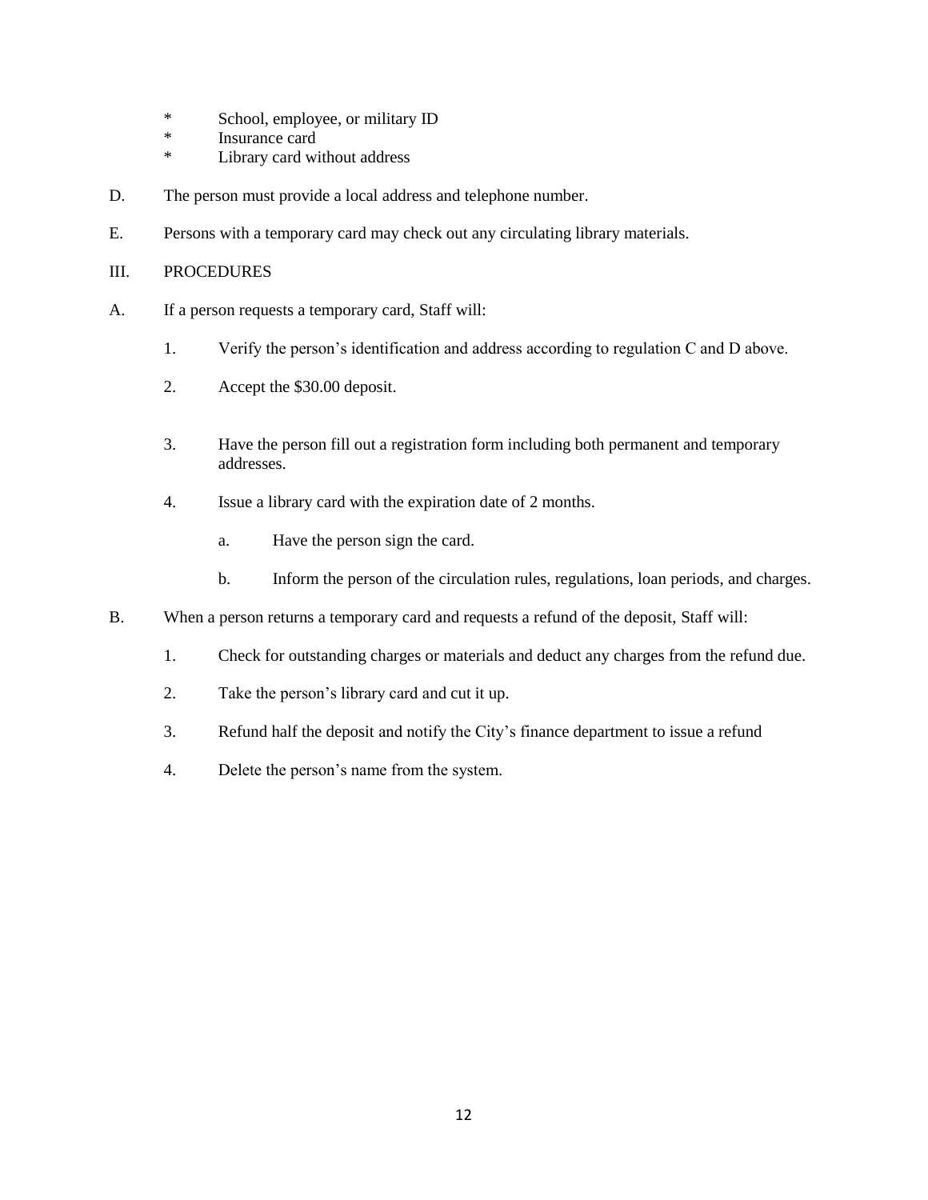* School, employee, or military ID
* Insurance card
* Library card without address

D. The person must provide a local address and telephone number.

E. Persons with a temporary card may check out any circulating library materials.

III. PROCEDURES

A. If a person requests a temporary card, Staff will:

1. Verify the person's identification and address according to regulation C and D above.

2. Accept the $30.00 deposit.

3. Have the person fill out a registration form including both permanent and temporary addresses.

4. Issue a library card with the expiration date of 2 months.

   a. Have the person sign the card.

   b. Inform the person of the circulation rules, regulations, loan periods, and charges.

B. When a person returns a temporary card and requests a refund of the deposit, Staff will:

1. Check for outstanding charges or materials and deduct any charges from the refund due.

2. Take the person's library card and cut it up.

3. Refund half the deposit and notify the City's finance department to issue a refund

4. Delete the person's name from the system.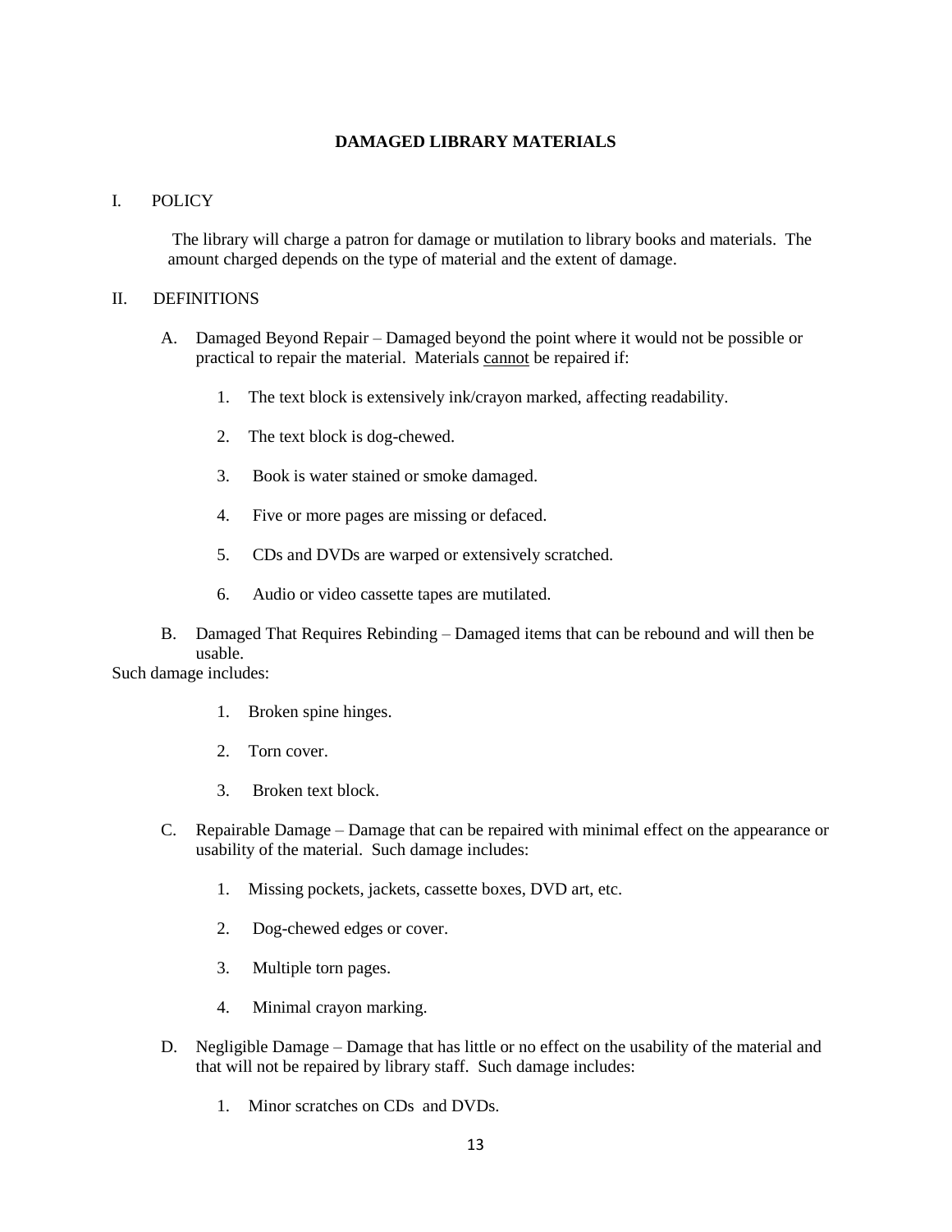# DAMAGED LIBRARY MATERIALS

I. POLICY

The library will charge a patron for damage or mutilation to library books and materials. The amount charged depends on the type of material and the extent of damage.

II. DEFINITIONS

A. Damaged Beyond Repair – Damaged beyond the point where it would not be possible or practical to repair the material. Materials <u>cannot</u> be repaired if:

1. The text block is extensively ink/crayon marked, affecting readability.

2. The text block is dog-chewed.

3. Book is water stained or smoke damaged.

4. Five or more pages are missing or defaced.

5. CDs and DVDs are warped or extensively scratched.

6. Audio or video cassette tapes are mutilated.

B. Damaged That Requires Rebinding – Damaged items that can be rebound and will then be usable.

Such damage includes:

1. Broken spine hinges.

2. Torn cover.

3. Broken text block.

C. Repairable Damage – Damage that can be repaired with minimal effect on the appearance or usability of the material. Such damage includes:

1. Missing pockets, jackets, cassette boxes, DVD art, etc.

2. Dog-chewed edges or cover.

3. Multiple torn pages.

4. Minimal crayon marking.

D. Negligible Damage – Damage that has little or no effect on the usability of the material and that will not be repaired by library staff. Such damage includes:

1. Minor scratches on CDs and DVDs.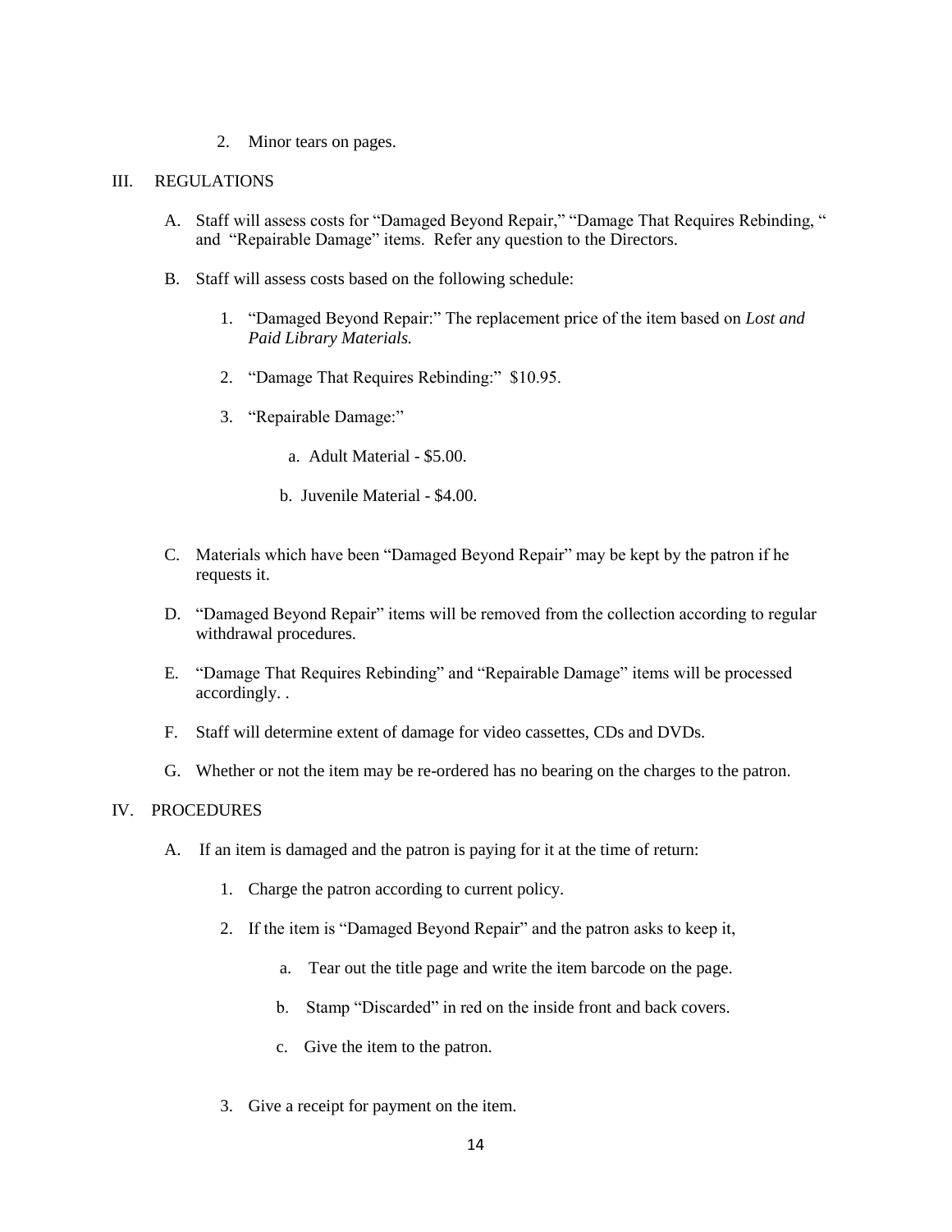2. Minor tears on pages.

## III. REGULATIONS

A. Staff will assess costs for "Damaged Beyond Repair," "Damage That Requires Rebinding, " and "Repairable Damage" items. Refer any question to the Directors.

B. Staff will assess costs based on the following schedule:

1. "Damaged Beyond Repair:" The replacement price of the item based on *Lost and Paid Library Materials.*

2. "Damage That Requires Rebinding:" $10.95.

3. "Repairable Damage:"

   a. Adult Material - $5.00.

   b. Juvenile Material - $4.00.

C. Materials which have been "Damaged Beyond Repair" may be kept by the patron if he requests it.

D. "Damaged Beyond Repair" items will be removed from the collection according to regular withdrawal procedures.

E. "Damage That Requires Rebinding" and "Repairable Damage" items will be processed accordingly. .

F. Staff will determine extent of damage for video cassettes, CDs and DVDs.

G. Whether or not the item may be re-ordered has no bearing on the charges to the patron.

## IV. PROCEDURES

A. If an item is damaged and the patron is paying for it at the time of return:

1. Charge the patron according to current policy.

2. If the item is "Damaged Beyond Repair" and the patron asks to keep it,

   a. Tear out the title page and write the item barcode on the page.

   b. Stamp "Discarded" in red on the inside front and back covers.

   c. Give the item to the patron.

3. Give a receipt for payment on the item.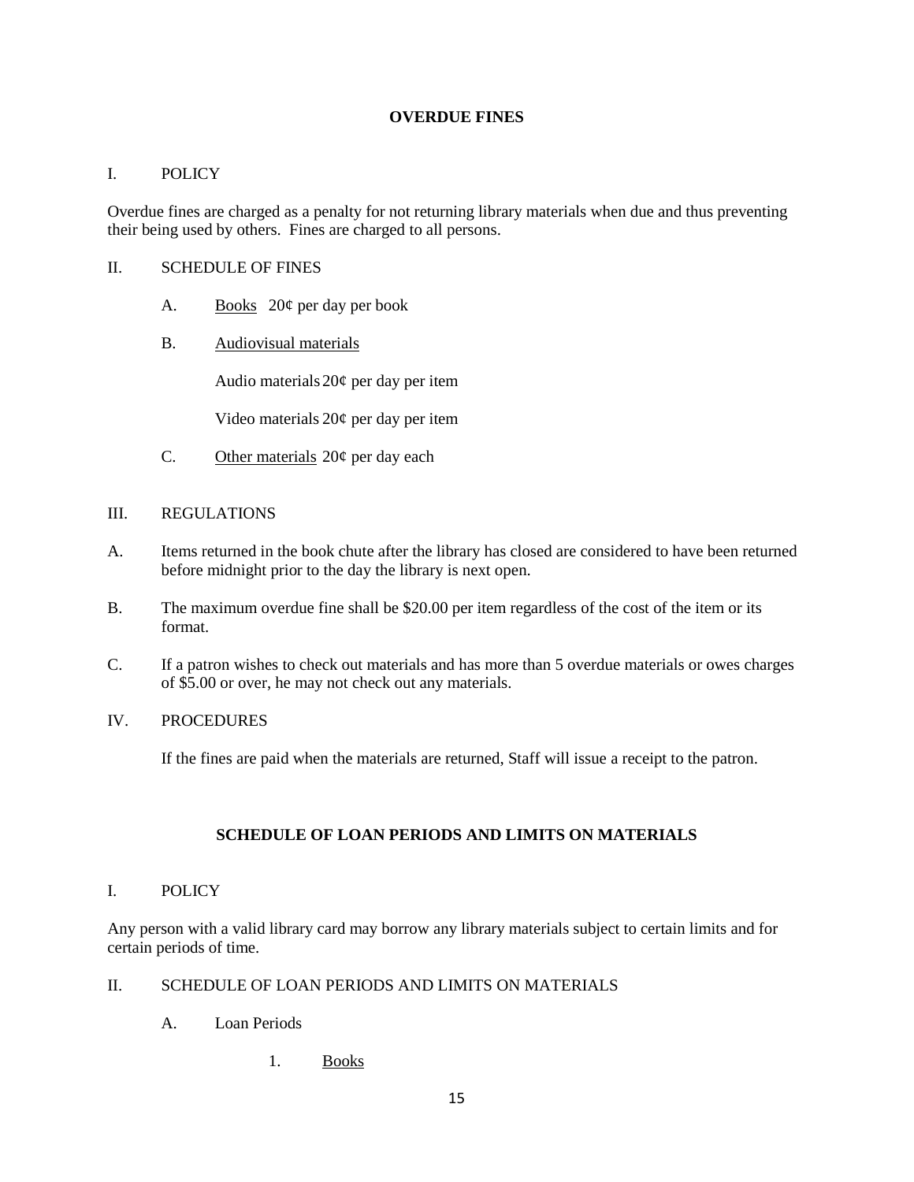## OVERDUE FINES

I. POLICY

Overdue fines are charged as a penalty for not returning library materials when due and thus preventing their being used by others. Fines are charged to all persons.

II. SCHEDULE OF FINES

- A. Books 20¢ per day per book
- B. Audiovisual materials

  Audio materials 20¢ per day per item

  Video materials 20¢ per day per item

- C. Other materials 20¢ per day each

III. REGULATIONS

A. Items returned in the book chute after the library has closed are considered to have been returned before midnight prior to the day the library is next open.

B. The maximum overdue fine shall be $20.00 per item regardless of the cost of the item or its format.

C. If a patron wishes to check out materials and has more than 5 overdue materials or owes charges of $5.00 or over, he may not check out any materials.

IV. PROCEDURES

If the fines are paid when the materials are returned, Staff will issue a receipt to the patron.

## SCHEDULE OF LOAN PERIODS AND LIMITS ON MATERIALS

I. POLICY

Any person with a valid library card may borrow any library materials subject to certain limits and for certain periods of time.

II. SCHEDULE OF LOAN PERIODS AND LIMITS ON MATERIALS

- A. Loan Periods
  1. Books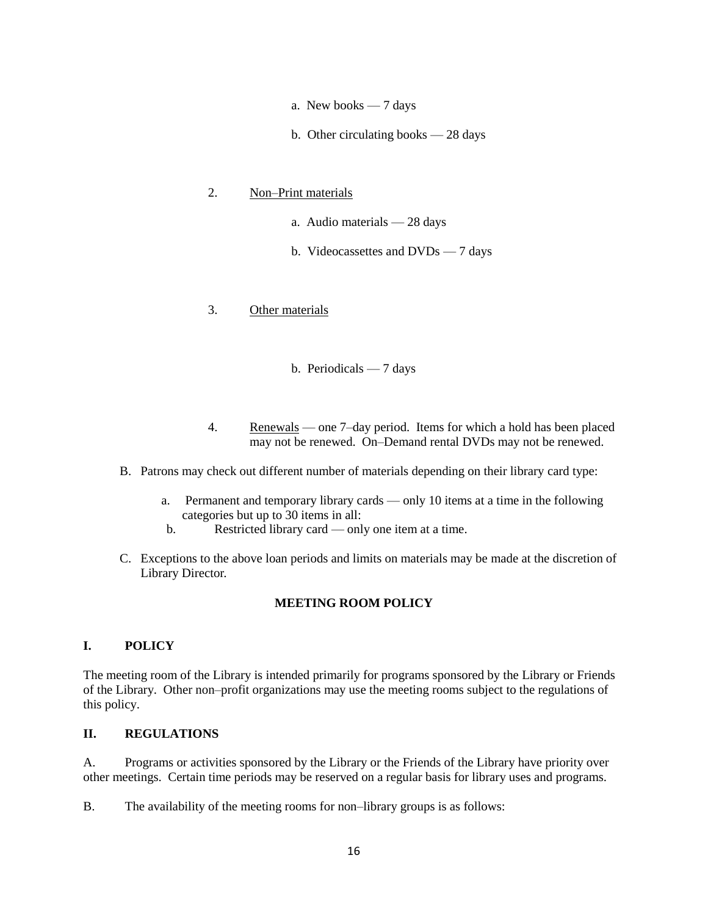a. New books — 7 days

b. Other circulating books — 28 days

2. Non–Print materials

a. Audio materials — 28 days

b. Videocassettes and DVDs — 7 days

3. Other materials

b. Periodicals — 7 days

4. Renewals — one 7–day period. Items for which a hold has been placed may not be renewed. On–Demand rental DVDs may not be renewed.

B. Patrons may check out different number of materials depending on their library card type:

a. Permanent and temporary library cards — only 10 items at a time in the following categories but up to 30 items in all:

b. Restricted library card — only one item at a time.

C. Exceptions to the above loan periods and limits on materials may be made at the discretion of Library Director.

## MEETING ROOM POLICY

### I. POLICY

The meeting room of the Library is intended primarily for programs sponsored by the Library or Friends of the Library. Other non–profit organizations may use the meeting rooms subject to the regulations of this policy.

### II. REGULATIONS

A. Programs or activities sponsored by the Library or the Friends of the Library have priority over other meetings. Certain time periods may be reserved on a regular basis for library uses and programs.

B. The availability of the meeting rooms for non–library groups is as follows: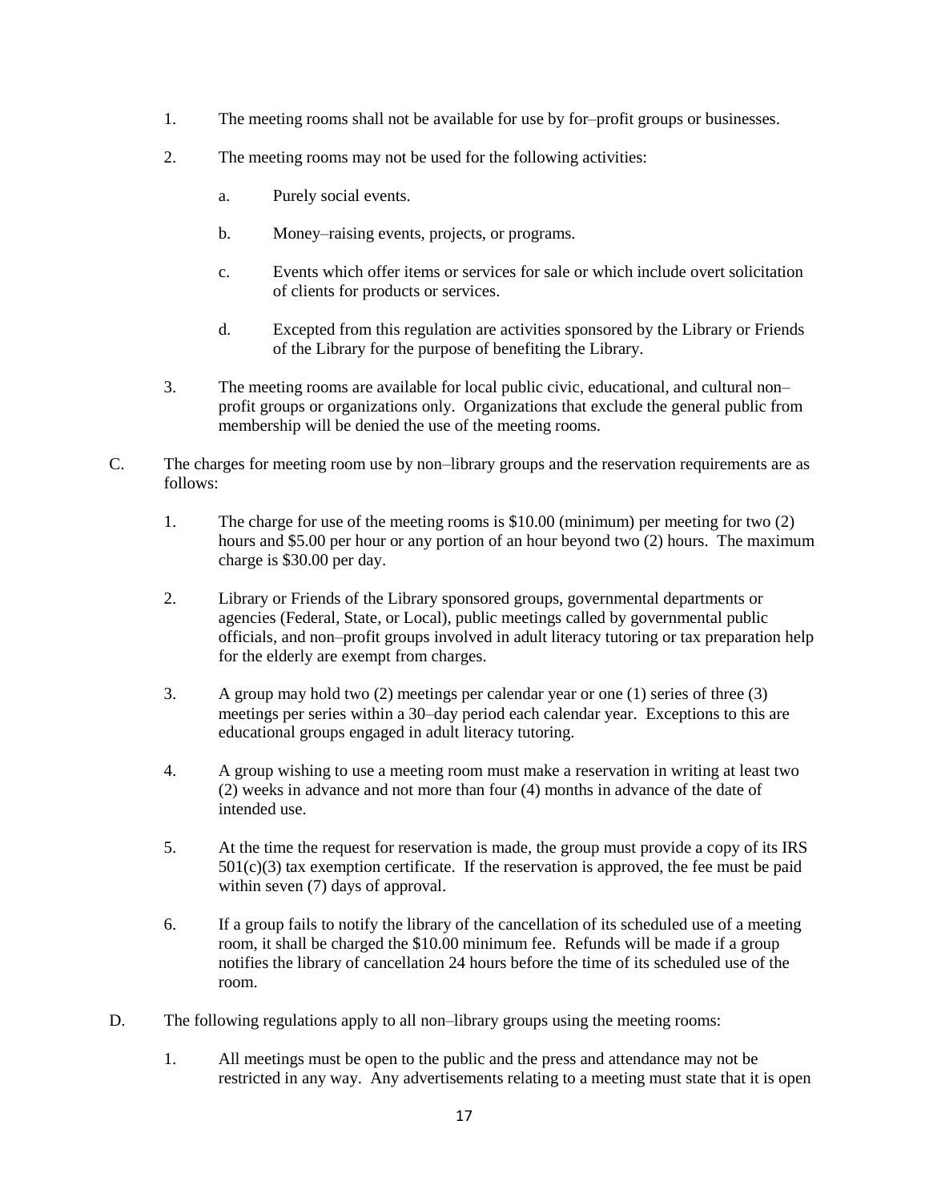1. The meeting rooms shall not be available for use by for–profit groups or businesses.

2. The meeting rooms may not be used for the following activities:

   a. Purely social events.

   b. Money–raising events, projects, or programs.

   c. Events which offer items or services for sale or which include overt solicitation of clients for products or services.

   d. Excepted from this regulation are activities sponsored by the Library or Friends of the Library for the purpose of benefiting the Library.

3. The meeting rooms are available for local public civic, educational, and cultural non–profit groups or organizations only. Organizations that exclude the general public from membership will be denied the use of the meeting rooms.

C. The charges for meeting room use by non–library groups and the reservation requirements are as follows:

1. The charge for use of the meeting rooms is $10.00 (minimum) per meeting for two (2) hours and $5.00 per hour or any portion of an hour beyond two (2) hours. The maximum charge is $30.00 per day.

2. Library or Friends of the Library sponsored groups, governmental departments or agencies (Federal, State, or Local), public meetings called by governmental public officials, and non–profit groups involved in adult literacy tutoring or tax preparation help for the elderly are exempt from charges.

3. A group may hold two (2) meetings per calendar year or one (1) series of three (3) meetings per series within a 30–day period each calendar year. Exceptions to this are educational groups engaged in adult literacy tutoring.

4. A group wishing to use a meeting room must make a reservation in writing at least two (2) weeks in advance and not more than four (4) months in advance of the date of intended use.

5. At the time the request for reservation is made, the group must provide a copy of its IRS 501(c)(3) tax exemption certificate. If the reservation is approved, the fee must be paid within seven (7) days of approval.

6. If a group fails to notify the library of the cancellation of its scheduled use of a meeting room, it shall be charged the $10.00 minimum fee. Refunds will be made if a group notifies the library of cancellation 24 hours before the time of its scheduled use of the room.

D. The following regulations apply to all non–library groups using the meeting rooms:

1. All meetings must be open to the public and the press and attendance may not be restricted in any way. Any advertisements relating to a meeting must state that it is open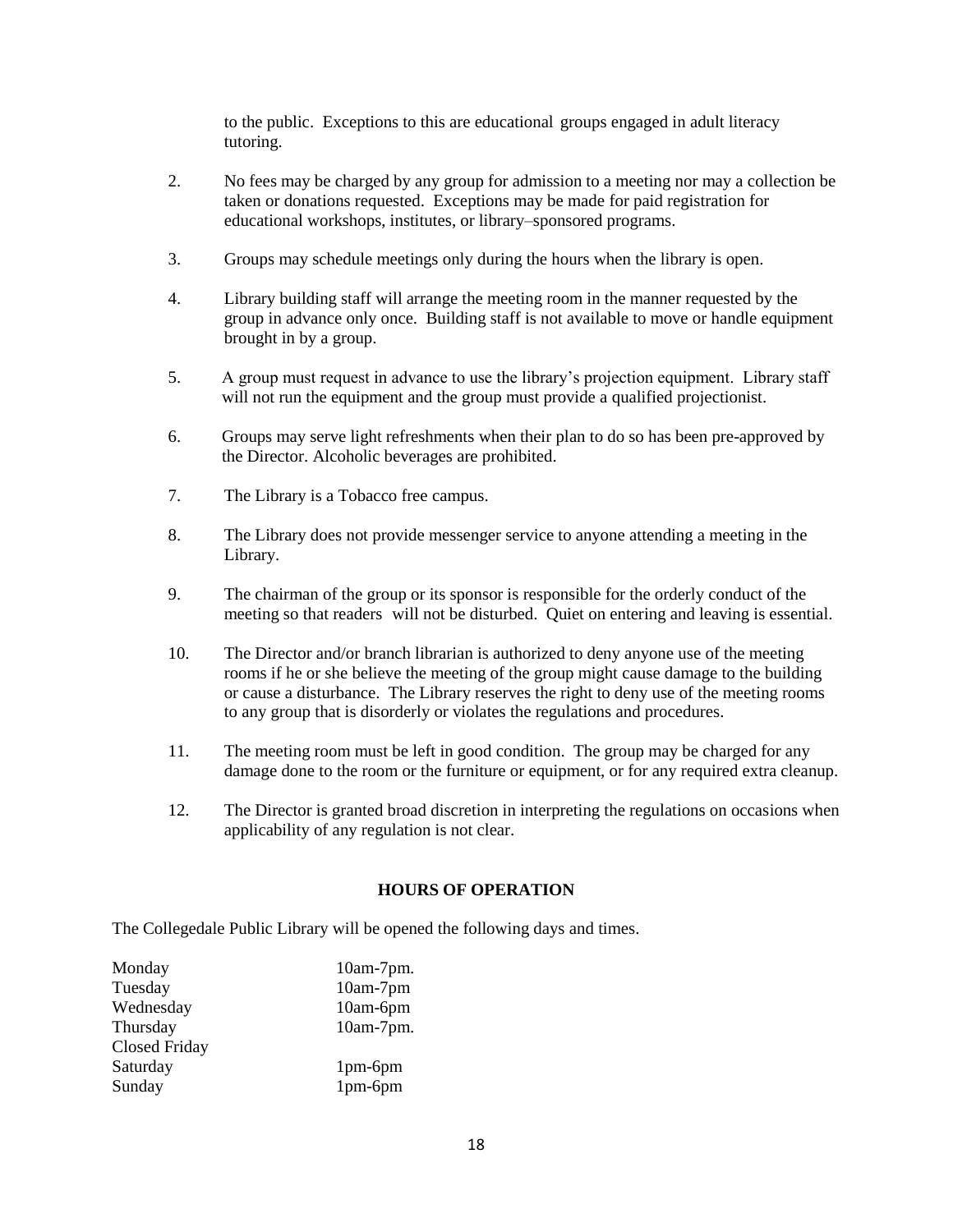to the public. Exceptions to this are educational groups engaged in adult literacy tutoring.

2. No fees may be charged by any group for admission to a meeting nor may a collection be taken or donations requested. Exceptions may be made for paid registration for educational workshops, institutes, or library–sponsored programs.

3. Groups may schedule meetings only during the hours when the library is open.

4. Library building staff will arrange the meeting room in the manner requested by the group in advance only once. Building staff is not available to move or handle equipment brought in by a group.

5. A group must request in advance to use the library's projection equipment. Library staff will not run the equipment and the group must provide a qualified projectionist.

6. Groups may serve light refreshments when their plan to do so has been pre-approved by the Director. Alcoholic beverages are prohibited.

7. The Library is a Tobacco free campus.

8. The Library does not provide messenger service to anyone attending a meeting in the Library.

9. The chairman of the group or its sponsor is responsible for the orderly conduct of the meeting so that readers will not be disturbed. Quiet on entering and leaving is essential.

10. The Director and/or branch librarian is authorized to deny anyone use of the meeting rooms if he or she believe the meeting of the group might cause damage to the building or cause a disturbance. The Library reserves the right to deny use of the meeting rooms to any group that is disorderly or violates the regulations and procedures.

11. The meeting room must be left in good condition. The group may be charged for any damage done to the room or the furniture or equipment, or for any required extra cleanup.

12. The Director is granted broad discretion in interpreting the regulations on occasions when applicability of any regulation is not clear.

## HOURS OF OPERATION

The Collegedale Public Library will be opened the following days and times.

| | |
|---|---|
| Monday | 10am-7pm. |
| Tuesday | 10am-7pm |
| Wednesday | 10am-6pm |
| Thursday | 10am-7pm. |
| Closed Friday | |
| Saturday | 1pm-6pm |
| Sunday | 1pm-6pm |